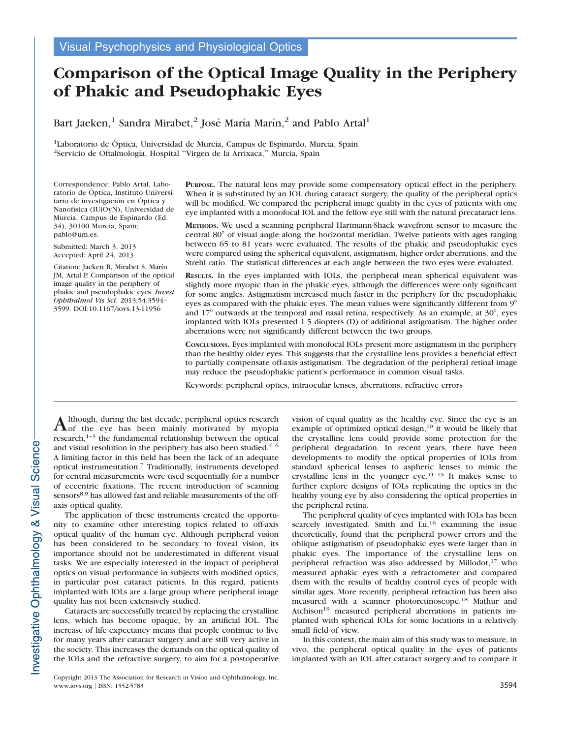Visual Psychophysics and Physiological Optics

# Comparison of the Optical Image Quality in the Periphery of Phakic and Pseudophakic Eyes

Bart Jaeken,[1] Sandra Mirabet,[2] José María Marín,[2] and Pablo Artal[1]

[1]Laboratorio de Óptica, Universidad de Murcia, Campus de Espinardo, Murcia, Spain
[2]Servicio de Oftalmología, Hospital "Virgen de la Arrixaca," Murcia, Spain

Correspondence: Pablo Artal, Laboratorio de Óptica, Instituto Universitario de investigación en Óptica y Nanofísica (IUiOyN), Universidad de Murcia, Campus de Espinardo (Ed. 34), 30100 Murcia, Spain; pablo@um.es.

Submitted: March 3, 2013
Accepted: April 24, 2013

Citation: Jaeken B, Mirabet S, Marín JM, Artal P. Comparison of the optical image quality in the periphery of phakic and pseudophakic eyes. *Invest Ophthalmol Vis Sci*. 2013;54:3594–3599. DOI:10.1167/iovs.13-11956

**Purpose.** The natural lens may provide some compensatory optical effect in the periphery. When it is substituted by an IOL during cataract surgery, the quality of the peripheral optics will be modified. We compared the peripheral image quality in the eyes of patients with one eye implanted with a monofocal IOL and the fellow eye still with the natural precataract lens.

**Methods.** We used a scanning peripheral Hartmann-Shack wavefront sensor to measure the central 80° of visual angle along the horizontal meridian. Twelve patients with ages ranging between 65 to 81 years were evaluated. The results of the phakic and pseudophakic eyes were compared using the spherical equivalent, astigmatism, higher order aberrations, and the Strehl ratio. The statistical differences at each angle between the two eyes were evaluated.

**Results.** In the eyes implanted with IOLs, the peripheral mean spherical equivalent was slightly more myopic than in the phakic eyes, although the differences were only significant for some angles. Astigmatism increased much faster in the periphery for the pseudophakic eyes as compared with the phakic eyes. The mean values were significantly different from 9° and 17° outwards at the temporal and nasal retina, respectively. As an example, at 30°, eyes implanted with IOLs presented 1.5 diopters (D) of additional astigmatism. The higher order aberrations were not significantly different between the two groups.

**Conclusions.** Eyes implanted with monofocal IOLs present more astigmatism in the periphery than the healthy older eyes. This suggests that the crystalline lens provides a beneficial effect to partially compensate off-axis astigmatism. The degradation of the peripheral retinal image may reduce the pseudophakic patient's performance in common visual tasks.

Keywords: peripheral optics, intraocular lenses, aberrations, refractive errors

Although, during the last decade, peripheral optics research of the eye has been mainly motivated by myopia research,[1–3] the fundamental relationship between the optical and visual resolution in the periphery has also been studied.[4–6] A limiting factor in this field has been the lack of an adequate optical instrumentation.[7] Traditionally, instruments developed for central measurements were used sequentially for a number of eccentric fixations. The recent introduction of scanning sensors[8,9] has allowed fast and reliable measurements of the off-axis optical quality.

The application of these instruments created the opportunity to examine other interesting topics related to off-axis optical quality of the human eye. Although peripheral vision has been considered to be secondary to foveal vision, its importance should not be underestimated in different visual tasks. We are especially interested in the impact of peripheral optics on visual performance in subjects with modified optics, in particular post cataract patients. In this regard, patients implanted with IOLs are a large group where peripheral image quality has not been extensively studied.

Cataracts are successfully treated by replacing the crystalline lens, which has become opaque, by an artificial IOL. The increase of life expectancy means that people continue to live for many years after cataract surgery and are still very active in the society. This increases the demands on the optical quality of the IOLs and the refractive surgery, to aim for a postoperative vision of equal quality as the healthy eye. Since the eye is an example of optimized optical design,[10] it would be likely that the crystalline lens could provide some protection for the peripheral degradation. In recent years, there have been developments to modify the optical properties of IOLs from standard spherical lenses to aspheric lenses to mimic the crystalline lens in the younger eye.[11–15] It makes sense to further explore designs of IOLs replicating the optics in the healthy young eye by also considering the optical properties in the peripheral retina.

The peripheral quality of eyes implanted with IOLs has been scarcely investigated. Smith and Lu,[16] examining the issue theoretically, found that the peripheral power errors and the oblique astigmatism of pseudophakic eyes were larger than in phakic eyes. The importance of the crystalline lens on peripheral refraction was also addressed by Millodot,[17] who measured aphakic eyes with a refractometer and compared them with the results of healthy control eyes of people with similar ages. More recently, peripheral refraction has been also measured with a scanner photoretinoscope.[18] Mathur and Atchison[19] measured peripheral aberrations in patients implanted with spherical IOLs for some locations in a relatively small field of view.

In this context, the main aim of this study was to measure, in vivo, the peripheral optical quality in the eyes of patients implanted with an IOL after cataract surgery and to compare it

Copyright 2013 The Association for Research in Vision and Ophthalmology, Inc.
www.iovs.org | ISSN: 1552-5783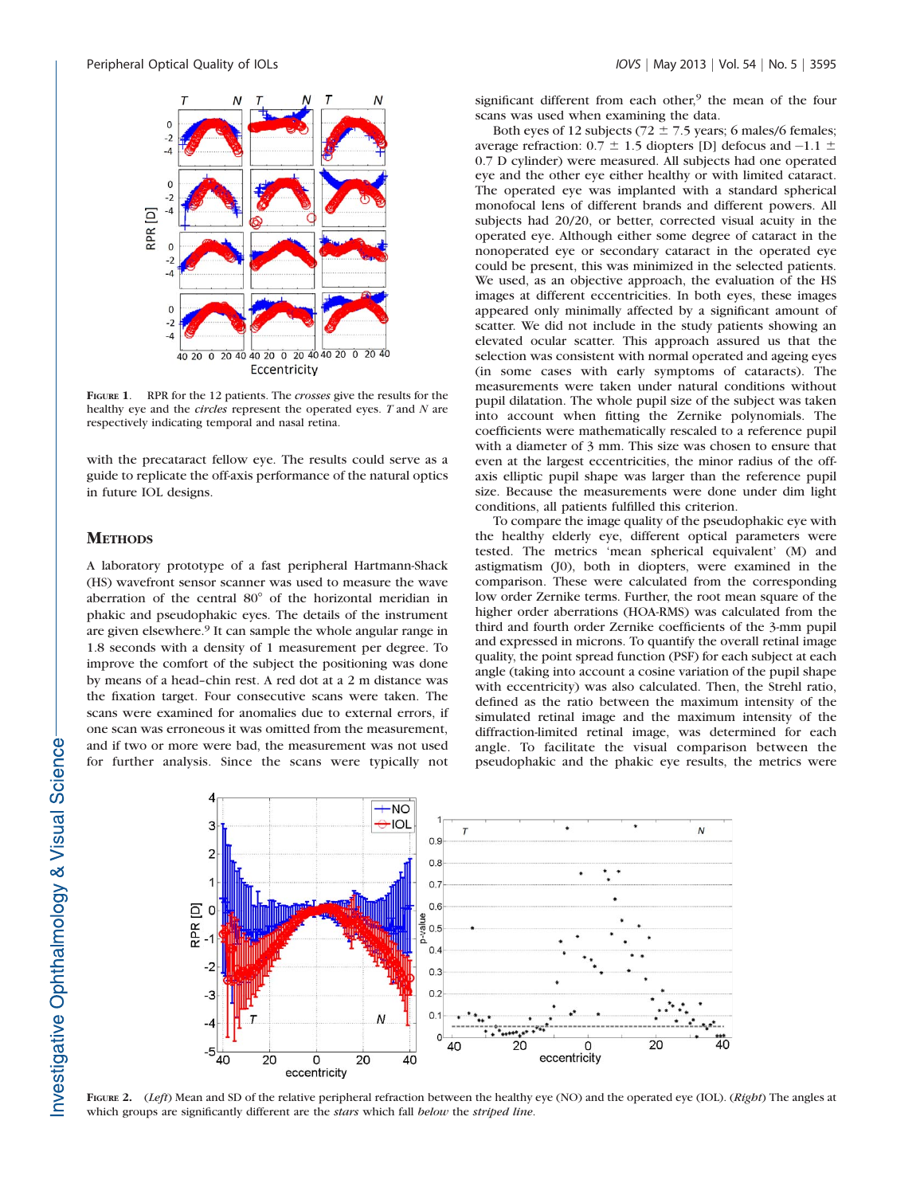FIGURE 1. RPR for the 12 patients. The *crosses* give the results for the healthy eye and the *circles* represent the operated eyes. *T* and *N* are respectively indicating temporal and nasal retina.

with the precataract fellow eye. The results could serve as a guide to replicate the off-axis performance of the natural optics in future IOL designs.

## METHODS

A laboratory prototype of a fast peripheral Hartmann-Shack (HS) wavefront sensor scanner was used to measure the wave aberration of the central 80° of the horizontal meridian in phakic and pseudophakic eyes. The details of the instrument are given elsewhere.[9] It can sample the whole angular range in 1.8 seconds with a density of 1 measurement per degree. To improve the comfort of the subject the positioning was done by means of a head–chin rest. A red dot at a 2 m distance was the fixation target. Four consecutive scans were taken. The scans were examined for anomalies due to external errors, if one scan was erroneous it was omitted from the measurement, and if two or more were bad, the measurement was not used for further analysis. Since the scans were typically not significant different from each other,[9] the mean of the four scans was used when examining the data.

Both eyes of 12 subjects (72 ± 7.5 years; 6 males/6 females; average refraction: 0.7 ± 1.5 diopters [D] defocus and −1.1 ± 0.7 D cylinder) were measured. All subjects had one operated eye and the other eye either healthy or with limited cataract. The operated eye was implanted with a standard spherical monofocal lens of different brands and different powers. All subjects had 20/20, or better, corrected visual acuity in the operated eye. Although either some degree of cataract in the nonoperated eye or secondary cataract in the operated eye could be present, this was minimized in the selected patients. We used, as an objective approach, the evaluation of the HS images at different eccentricities. In both eyes, these images appeared only minimally affected by a significant amount of scatter. We did not include in the study patients showing an elevated ocular scatter. This approach assured us that the selection was consistent with normal operated and ageing eyes (in some cases with early symptoms of cataracts). The measurements were taken under natural conditions without pupil dilatation. The whole pupil size of the subject was taken into account when fitting the Zernike polynomials. The coefficients were mathematically rescaled to a reference pupil with a diameter of 3 mm. This size was chosen to ensure that even at the largest eccentricities, the minor radius of the off-axis elliptic pupil shape was larger than the reference pupil size. Because the measurements were done under dim light conditions, all patients fulfilled this criterion.

To compare the image quality of the pseudophakic eye with the healthy elderly eye, different optical parameters were tested. The metrics 'mean spherical equivalent' (M) and astigmatism (J0), both in diopters, were examined in the comparison. These were calculated from the corresponding low order Zernike terms. Further, the root mean square of the higher order aberrations (HOA-RMS) was calculated from the third and fourth order Zernike coefficients of the 3-mm pupil and expressed in microns. To quantify the overall retinal image quality, the point spread function (PSF) for each subject at each angle (taking into account a cosine variation of the pupil shape with eccentricity) was also calculated. Then, the Strehl ratio, defined as the ratio between the maximum intensity of the simulated retinal image and the maximum intensity of the diffraction-limited retinal image, was determined for each angle. To facilitate the visual comparison between the pseudophakic and the phakic eye results, the metrics were

FIGURE 2. (*Left*) Mean and SD of the relative peripheral refraction between the healthy eye (NO) and the operated eye (IOL). (*Right*) The angles at which groups are significantly different are the *stars* which fall *below* the *striped line*.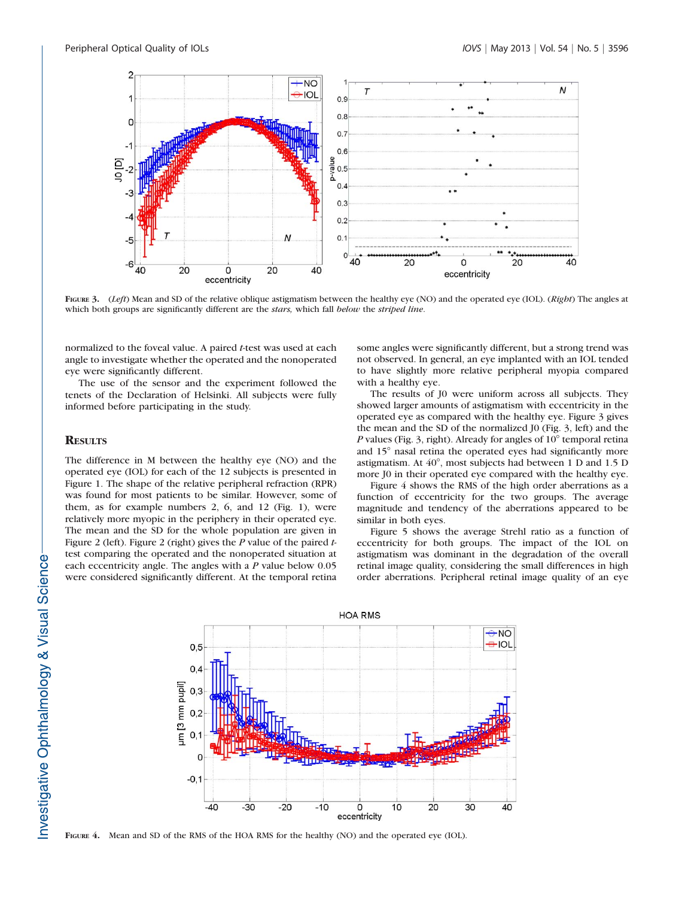FIGURE 3. (*Left*) Mean and SD of the relative oblique astigmatism between the healthy eye (NO) and the operated eye (IOL). (*Right*) The angles at which both groups are significantly different are the *stars*, which fall *below* the *striped line*.

normalized to the foveal value. A paired *t*-test was used at each angle to investigate whether the operated and the nonoperated eye were significantly different.

The use of the sensor and the experiment followed the tenets of the Declaration of Helsinki. All subjects were fully informed before participating in the study.

## RESULTS

The difference in M between the healthy eye (NO) and the operated eye (IOL) for each of the 12 subjects is presented in Figure 1. The shape of the relative peripheral refraction (RPR) was found for most patients to be similar. However, some of them, as for example numbers 2, 6, and 12 (Fig. 1), were relatively more myopic in the periphery in their operated eye. The mean and the SD for the whole population are given in Figure 2 (left). Figure 2 (right) gives the *P* value of the paired *t*-test comparing the operated and the nonoperated situation at each eccentricity angle. The angles with a *P* value below 0.05 were considered significantly different. At the temporal retina some angles were significantly different, but a strong trend was not observed. In general, an eye implanted with an IOL tended to have slightly more relative peripheral myopia compared with a healthy eye.

The results of J0 were uniform across all subjects. They showed larger amounts of astigmatism with eccentricity in the operated eye as compared with the healthy eye. Figure 3 gives the mean and the SD of the normalized J0 (Fig. 3, left) and the *P* values (Fig. 3, right). Already for angles of 10° temporal retina and 15° nasal retina the operated eyes had significantly more astigmatism. At 40°, most subjects had between 1 D and 1.5 D more J0 in their operated eye compared with the healthy eye.

Figure 4 shows the RMS of the high order aberrations as a function of eccentricity for the two groups. The average magnitude and tendency of the aberrations appeared to be similar in both eyes.

Figure 5 shows the average Strehl ratio as a function of eccentricity for both groups. The impact of the IOL on astigmatism was dominant in the degradation of the overall retinal image quality, considering the small differences in high order aberrations. Peripheral retinal image quality of an eye

FIGURE 4. Mean and SD of the RMS of the HOA RMS for the healthy (NO) and the operated eye (IOL).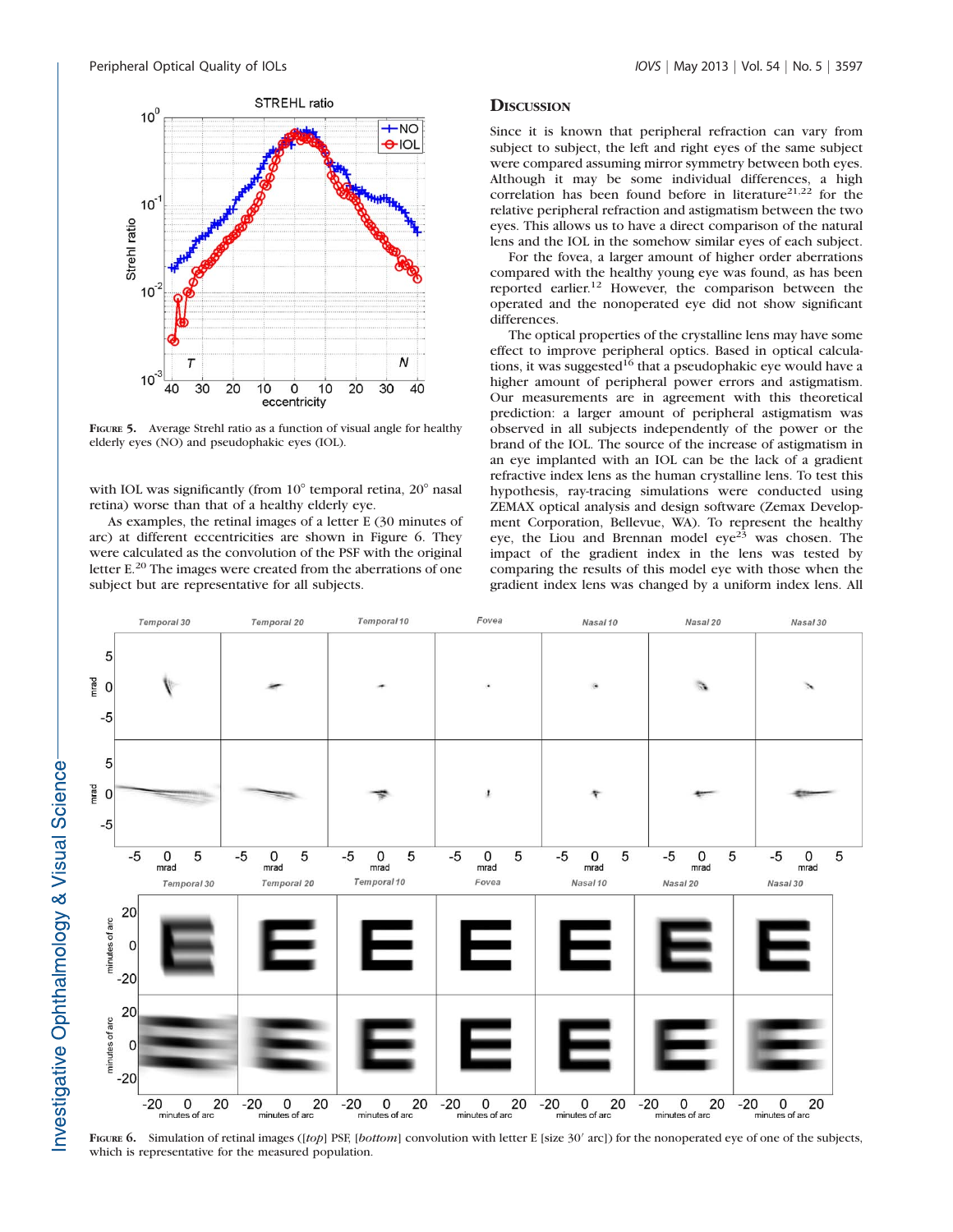FIGURE 5. Average Strehl ratio as a function of visual angle for healthy elderly eyes (NO) and pseudophakic eyes (IOL).

with IOL was significantly (from 10° temporal retina, 20° nasal retina) worse than that of a healthy elderly eye.

As examples, the retinal images of a letter E (30 minutes of arc) at different eccentricities are shown in Figure 6. They were calculated as the convolution of the PSF with the original letter E.[20] The images were created from the aberrations of one subject but are representative for all subjects.

## DISCUSSION

Since it is known that peripheral refraction can vary from subject to subject, the left and right eyes of the same subject were compared assuming mirror symmetry between both eyes. Although it may be some individual differences, a high correlation has been found before in literature[21,22] for the relative peripheral refraction and astigmatism between the two eyes. This allows us to have a direct comparison of the natural lens and the IOL in the somehow similar eyes of each subject.

For the fovea, a larger amount of higher order aberrations compared with the healthy young eye was found, as has been reported earlier.[12] However, the comparison between the operated and the nonoperated eye did not show significant differences.

The optical properties of the crystalline lens may have some effect to improve peripheral optics. Based in optical calculations, it was suggested[16] that a pseudophakic eye would have a higher amount of peripheral power errors and astigmatism. Our measurements are in agreement with this theoretical prediction: a larger amount of peripheral astigmatism was observed in all subjects independently of the power or the brand of the IOL. The source of the increase of astigmatism in an eye implanted with an IOL can be the lack of a gradient refractive index lens as the human crystalline lens. To test this hypothesis, ray-tracing simulations were conducted using ZEMAX optical analysis and design software (Zemax Development Corporation, Bellevue, WA). To represent the healthy eye, the Liou and Brennan model eye[23] was chosen. The impact of the gradient index in the lens was tested by comparing the results of this model eye with those when the gradient index lens was changed by a uniform index lens. All

FIGURE 6. Simulation of retinal images ([*top*] PSF, [*bottom*] convolution with letter E [size 30′ arc]) for the nonoperated eye of one of the subjects, which is representative for the measured population.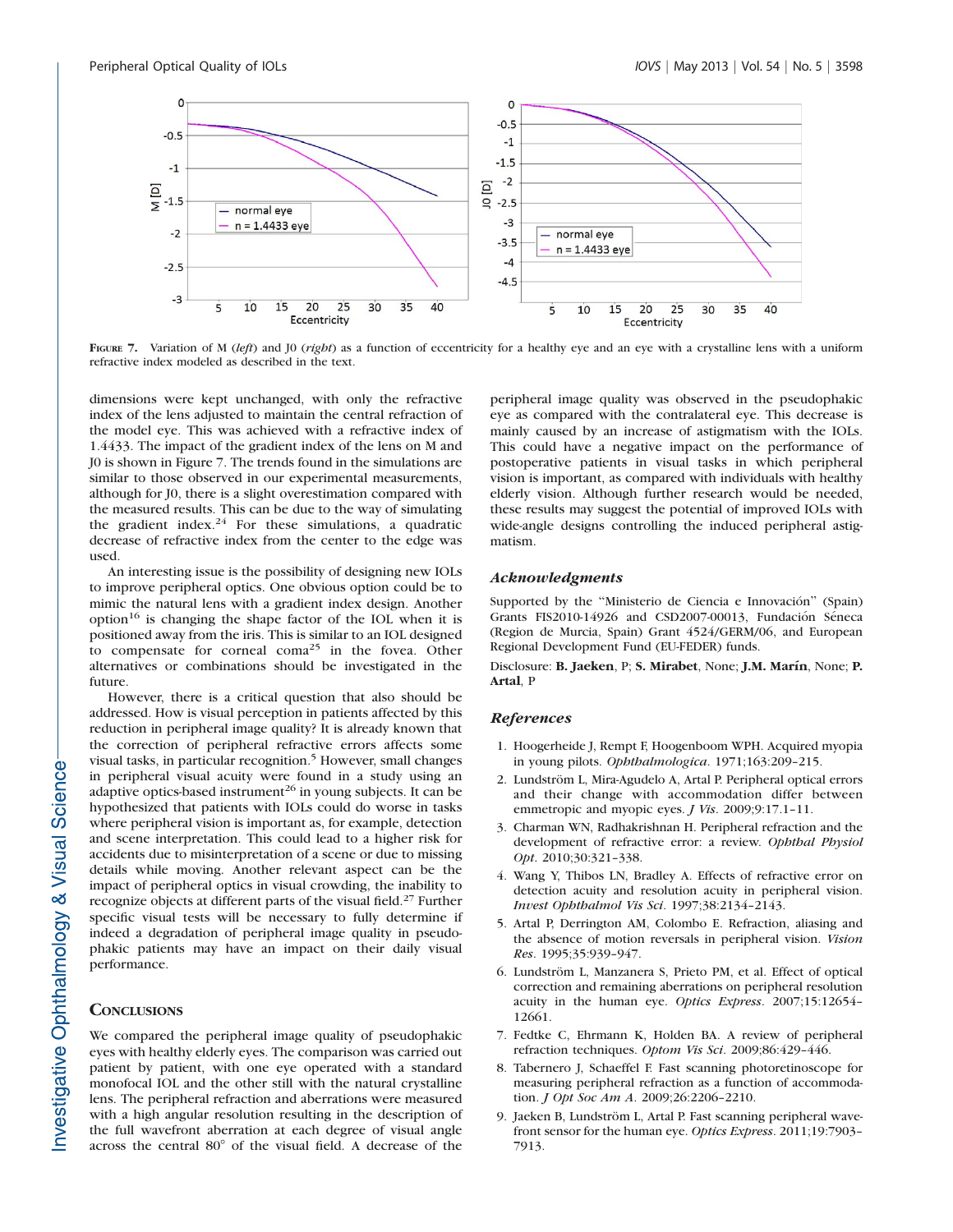FIGURE 7. Variation of M (*left*) and J0 (*right*) as a function of eccentricity for a healthy eye and an eye with a crystalline lens with a uniform refractive index modeled as described in the text.

dimensions were kept unchanged, with only the refractive index of the lens adjusted to maintain the central refraction of the model eye. This was achieved with a refractive index of 1.4433. The impact of the gradient index of the lens on M and J0 is shown in Figure 7. The trends found in the simulations are similar to those observed in our experimental measurements, although for J0, there is a slight overestimation compared with the measured results. This can be due to the way of simulating the gradient index.[24] For these simulations, a quadratic decrease of refractive index from the center to the edge was used.

An interesting issue is the possibility of designing new IOLs to improve peripheral optics. One obvious option could be to mimic the natural lens with a gradient index design. Another option[16] is changing the shape factor of the IOL when it is positioned away from the iris. This is similar to an IOL designed to compensate for corneal coma[25] in the fovea. Other alternatives or combinations should be investigated in the future.

However, there is a critical question that also should be addressed. How is visual perception in patients affected by this reduction in peripheral image quality? It is already known that the correction of peripheral refractive errors affects some visual tasks, in particular recognition.[5] However, small changes in peripheral visual acuity were found in a study using an adaptive optics-based instrument[26] in young subjects. It can be hypothesized that patients with IOLs could do worse in tasks where peripheral vision is important as, for example, detection and scene interpretation. This could lead to a higher risk for accidents due to misinterpretation of a scene or due to missing details while moving. Another relevant aspect can be the impact of peripheral optics in visual crowding, the inability to recognize objects at different parts of the visual field.[27] Further specific visual tests will be necessary to fully determine if indeed a degradation of peripheral image quality in pseudophakic patients may have an impact on their daily visual performance.

## Conclusions

We compared the peripheral image quality of pseudophakic eyes with healthy elderly eyes. The comparison was carried out patient by patient, with one eye operated with a standard monofocal IOL and the other still with the natural crystalline lens. The peripheral refraction and aberrations were measured with a high angular resolution resulting in the description of the full wavefront aberration at each degree of visual angle across the central 80° of the visual field. A decrease of the peripheral image quality was observed in the pseudophakic eye as compared with the contralateral eye. This decrease is mainly caused by an increase of astigmatism with the IOLs. This could have a negative impact on the performance of postoperative patients in visual tasks in which peripheral vision is important, as compared with individuals with healthy elderly vision. Although further research would be needed, these results may suggest the potential of improved IOLs with wide-angle designs controlling the induced peripheral astigmatism.

## Acknowledgments

Supported by the "Ministerio de Ciencia e Innovación" (Spain) Grants FIS2010-14926 and CSD2007-00013, Fundación Séneca (Region de Murcia, Spain) Grant 4524/GERM/06, and European Regional Development Fund (EU-FEDER) funds.

Disclosure: **B. Jaeken**, P; **S. Mirabet**, None; **J.M. Marín**, None; **P. Artal**, P

## References

1. Hoogerheide J, Rempt F, Hoogenboom WPH. Acquired myopia in young pilots. *Ophthalmologica*. 1971;163:209–215.
2. Lundström L, Mira-Agudelo A, Artal P. Peripheral optical errors and their change with accommodation differ between emmetropic and myopic eyes. *J Vis*. 2009;9:17.1–11.
3. Charman WN, Radhakrishnan H. Peripheral refraction and the development of refractive error: a review. *Ophthal Physiol Opt*. 2010;30:321–338.
4. Wang Y, Thibos LN, Bradley A. Effects of refractive error on detection acuity and resolution acuity in peripheral vision. *Invest Ophthalmol Vis Sci*. 1997;38:2134–2143.
5. Artal P, Derrington AM, Colombo E. Refraction, aliasing and the absence of motion reversals in peripheral vision. *Vision Res*. 1995;35:939–947.
6. Lundström L, Manzanera S, Prieto PM, et al. Effect of optical correction and remaining aberrations on peripheral resolution acuity in the human eye. *Optics Express*. 2007;15:12654–12661.
7. Fedtke C, Ehrmann K, Holden BA. A review of peripheral refraction techniques. *Optom Vis Sci*. 2009;86:429–446.
8. Tabernero J, Schaeffel F. Fast scanning photoretinoscope for measuring peripheral refraction as a function of accommodation. *J Opt Soc Am A*. 2009;26:2206–2210.
9. Jaeken B, Lundström L, Artal P. Fast scanning peripheral wavefront sensor for the human eye. *Optics Express*. 2011;19:7903–7913.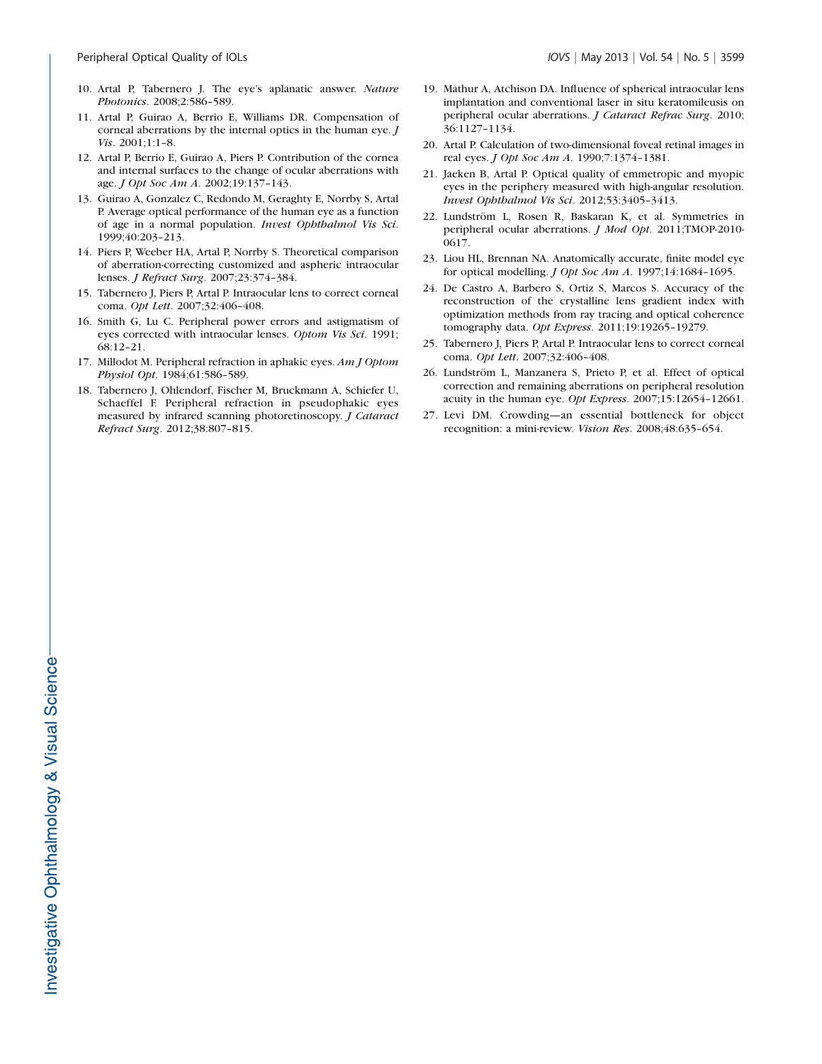10. Artal P, Tabernero J. The eye's aplanatic answer. *Nature Photonics*. 2008;2:586–589.
11. Artal P, Guirao A, Berrio E, Williams DR. Compensation of corneal aberrations by the internal optics in the human eye. *J Vis*. 2001;1:1–8.
12. Artal P, Berrio E, Guirao A, Piers P. Contribution of the cornea and internal surfaces to the change of ocular aberrations with age. *J Opt Soc Am A*. 2002;19:137–143.
13. Guirao A, Gonzalez C, Redondo M, Geraghty E, Norrby S, Artal P. Average optical performance of the human eye as a function of age in a normal population. *Invest Ophthalmol Vis Sci*. 1999;40:203–213.
14. Piers P, Weeber HA, Artal P, Norrby S. Theoretical comparison of aberration-correcting customized and aspheric intraocular lenses. *J Refract Surg*. 2007;23:374–384.
15. Tabernero J, Piers P, Artal P. Intraocular lens to correct corneal coma. *Opt Lett*. 2007;32:406–408.
16. Smith G, Lu C. Peripheral power errors and astigmatism of eyes corrected with intraocular lenses. *Optom Vis Sci*. 1991; 68:12–21.
17. Millodot M. Peripheral refraction in aphakic eyes. *Am J Optom Physiol Opt*. 1984;61:586–589.
18. Tabernero J, Ohlendorf, Fischer M, Bruckmann A, Schiefer U, Schaeffel F. Peripheral refraction in pseudophakic eyes measured by infrared scanning photoretinoscopy. *J Cataract Refract Surg*. 2012;38:807–815.
19. Mathur A, Atchison DA. Influence of spherical intraocular lens implantation and conventional laser in situ keratomileusis on peripheral ocular aberrations. *J Cataract Refrac Surg*. 2010; 36:1127–1134.
20. Artal P. Calculation of two-dimensional foveal retinal images in real eyes. *J Opt Soc Am A*. 1990;7:1374–1381.
21. Jaeken B, Artal P. Optical quality of emmetropic and myopic eyes in the periphery measured with high-angular resolution. *Invest Ophthalmol Vis Sci*. 2012;53:3405–3413.
22. Lundström L, Rosen R, Baskaran K, et al. Symmetries in peripheral ocular aberrations. *J Mod Opt*. 2011;TMOP-2010-0617.
23. Liou HL, Brennan NA. Anatomically accurate, finite model eye for optical modelling. *J Opt Soc Am A*. 1997;14:1684–1695.
24. De Castro A, Barbero S, Ortiz S, Marcos S. Accuracy of the reconstruction of the crystalline lens gradient index with optimization methods from ray tracing and optical coherence tomography data. *Opt Express*. 2011;19:19265–19279.
25. Tabernero J, Piers P, Artal P. Intraocular lens to correct corneal coma. *Opt Lett*. 2007;32:406–408.
26. Lundström L, Manzanera S, Prieto P, et al. Effect of optical correction and remaining aberrations on peripheral resolution acuity in the human eye. *Opt Express*. 2007;15:12654–12661.
27. Levi DM. Crowding—an essential bottleneck for object recognition: a mini-review. *Vision Res*. 2008;48:635–654.